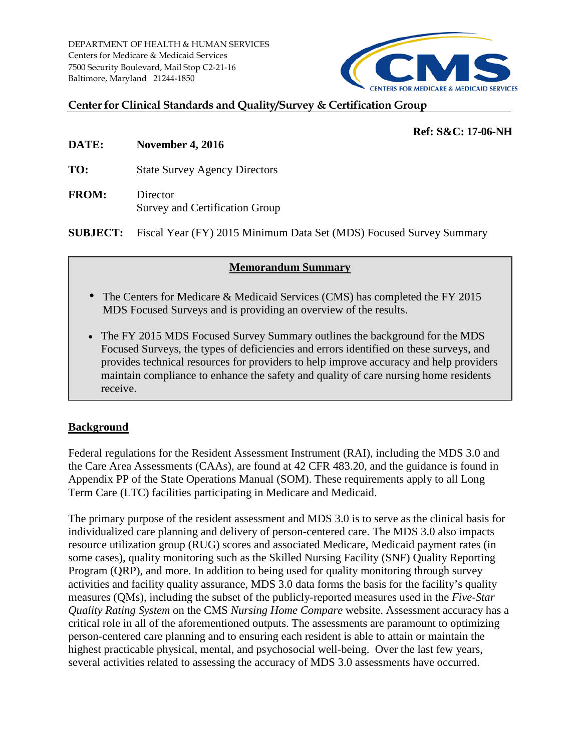DEPARTMENT OF HEALTH & HUMAN SERVICES
Centers for Medicare & Medicaid Services
7500 Security Boulevard, Mail Stop C2-21-16
Baltimore, Maryland 21244-1850

CMS
CENTERS FOR MEDICARE & MEDICAID SERVICES

## Center for Clinical Standards and Quality/Survey & Certification Group

**Ref: S&C: 17-06-NH**

**DATE:** **November 4, 2016**

**TO:** State Survey Agency Directors

**FROM:** Director
Survey and Certification Group

**SUBJECT:** Fiscal Year (FY) 2015 Minimum Data Set (MDS) Focused Survey Summary

**Memorandum Summary**

- The Centers for Medicare & Medicaid Services (CMS) has completed the FY 2015 MDS Focused Surveys and is providing an overview of the results.
- The FY 2015 MDS Focused Survey Summary outlines the background for the MDS Focused Surveys, the types of deficiencies and errors identified on these surveys, and provides technical resources for providers to help improve accuracy and help providers maintain compliance to enhance the safety and quality of care nursing home residents receive.

## Background

Federal regulations for the Resident Assessment Instrument (RAI), including the MDS 3.0 and the Care Area Assessments (CAAs), are found at 42 CFR 483.20, and the guidance is found in Appendix PP of the State Operations Manual (SOM). These requirements apply to all Long Term Care (LTC) facilities participating in Medicare and Medicaid.

The primary purpose of the resident assessment and MDS 3.0 is to serve as the clinical basis for individualized care planning and delivery of person-centered care. The MDS 3.0 also impacts resource utilization group (RUG) scores and associated Medicare, Medicaid payment rates (in some cases), quality monitoring such as the Skilled Nursing Facility (SNF) Quality Reporting Program (QRP), and more. In addition to being used for quality monitoring through survey activities and facility quality assurance, MDS 3.0 data forms the basis for the facility's quality measures (QMs), including the subset of the publicly-reported measures used in the *Five-Star Quality Rating System* on the CMS *Nursing Home Compare* website. Assessment accuracy has a critical role in all of the aforementioned outputs. The assessments are paramount to optimizing person-centered care planning and to ensuring each resident is able to attain or maintain the highest practicable physical, mental, and psychosocial well-being. Over the last few years, several activities related to assessing the accuracy of MDS 3.0 assessments have occurred.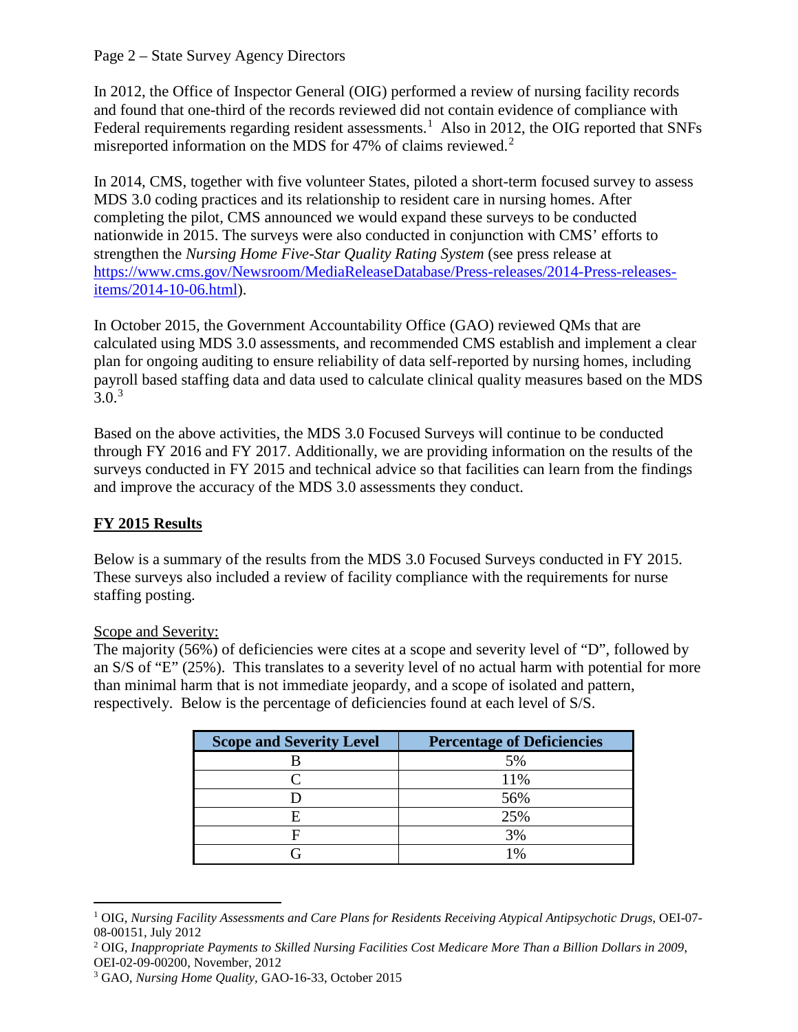In 2012, the Office of Inspector General (OIG) performed a review of nursing facility records and found that one-third of the records reviewed did not contain evidence of compliance with Federal requirements regarding resident assessments.[1] Also in 2012, the OIG reported that SNFs misreported information on the MDS for 47% of claims reviewed.[2]

In 2014, CMS, together with five volunteer States, piloted a short-term focused survey to assess MDS 3.0 coding practices and its relationship to resident care in nursing homes. After completing the pilot, CMS announced we would expand these surveys to be conducted nationwide in 2015. The surveys were also conducted in conjunction with CMS' efforts to strengthen the *Nursing Home Five-Star Quality Rating System* (see press release at https://www.cms.gov/Newsroom/MediaReleaseDatabase/Press-releases/2014-Press-releases-items/2014-10-06.html).

In October 2015, the Government Accountability Office (GAO) reviewed QMs that are calculated using MDS 3.0 assessments, and recommended CMS establish and implement a clear plan for ongoing auditing to ensure reliability of data self-reported by nursing homes, including payroll based staffing data and data used to calculate clinical quality measures based on the MDS 3.0.[3]

Based on the above activities, the MDS 3.0 Focused Surveys will continue to be conducted through FY 2016 and FY 2017. Additionally, we are providing information on the results of the surveys conducted in FY 2015 and technical advice so that facilities can learn from the findings and improve the accuracy of the MDS 3.0 assessments they conduct.

## FY 2015 Results

Below is a summary of the results from the MDS 3.0 Focused Surveys conducted in FY 2015. These surveys also included a review of facility compliance with the requirements for nurse staffing posting.

Scope and Severity:

The majority (56%) of deficiencies were cites at a scope and severity level of "D", followed by an S/S of "E" (25%). This translates to a severity level of no actual harm with potential for more than minimal harm that is not immediate jeopardy, and a scope of isolated and pattern, respectively. Below is the percentage of deficiencies found at each level of S/S.

| Scope and Severity Level | Percentage of Deficiencies |
|---|---|
| B | 5% |
| C | 11% |
| D | 56% |
| E | 25% |
| F | 3% |
| G | 1% |

[1] OIG, *Nursing Facility Assessments and Care Plans for Residents Receiving Atypical Antipsychotic Drugs*, OEI-07-08-00151, July 2012

[2] OIG, *Inappropriate Payments to Skilled Nursing Facilities Cost Medicare More Than a Billion Dollars in 2009*, OEI-02-09-00200, November, 2012

[3] GAO, *Nursing Home Quality*, GAO-16-33, October 2015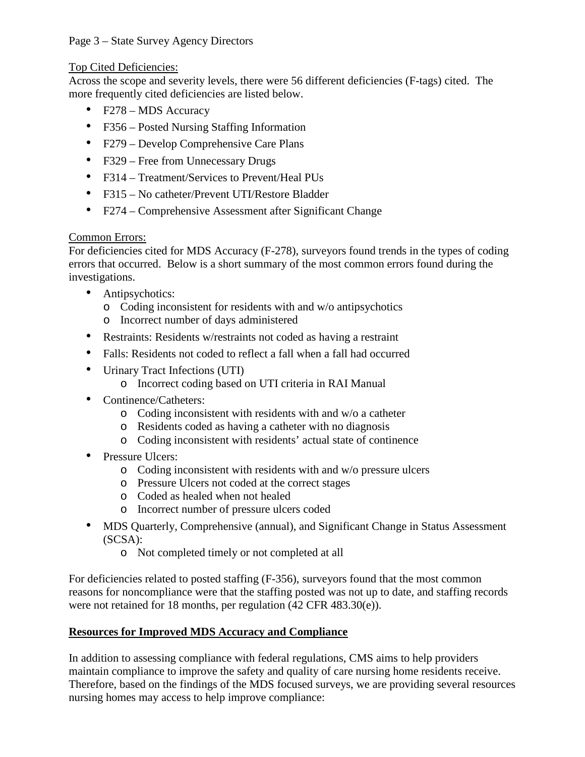Top Cited Deficiencies:

Across the scope and severity levels, there were 56 different deficiencies (F-tags) cited. The more frequently cited deficiencies are listed below.

- F278 – MDS Accuracy
- F356 – Posted Nursing Staffing Information
- F279 – Develop Comprehensive Care Plans
- F329 – Free from Unnecessary Drugs
- F314 – Treatment/Services to Prevent/Heal PUs
- F315 – No catheter/Prevent UTI/Restore Bladder
- F274 – Comprehensive Assessment after Significant Change

Common Errors:

For deficiencies cited for MDS Accuracy (F-278), surveyors found trends in the types of coding errors that occurred. Below is a short summary of the most common errors found during the investigations.

- Antipsychotics:
  - Coding inconsistent for residents with and w/o antipsychotics
  - Incorrect number of days administered
- Restraints: Residents w/restraints not coded as having a restraint
- Falls: Residents not coded to reflect a fall when a fall had occurred
- Urinary Tract Infections (UTI)
  - Incorrect coding based on UTI criteria in RAI Manual
- Continence/Catheters:
  - Coding inconsistent with residents with and w/o a catheter
  - Residents coded as having a catheter with no diagnosis
  - Coding inconsistent with residents' actual state of continence
- Pressure Ulcers:
  - Coding inconsistent with residents with and w/o pressure ulcers
  - Pressure Ulcers not coded at the correct stages
  - Coded as healed when not healed
  - Incorrect number of pressure ulcers coded
- MDS Quarterly, Comprehensive (annual), and Significant Change in Status Assessment (SCSA):
  - Not completed timely or not completed at all

For deficiencies related to posted staffing (F-356), surveyors found that the most common reasons for noncompliance were that the staffing posted was not up to date, and staffing records were not retained for 18 months, per regulation (42 CFR 483.30(e)).

**Resources for Improved MDS Accuracy and Compliance**

In addition to assessing compliance with federal regulations, CMS aims to help providers maintain compliance to improve the safety and quality of care nursing home residents receive. Therefore, based on the findings of the MDS focused surveys, we are providing several resources nursing homes may access to help improve compliance: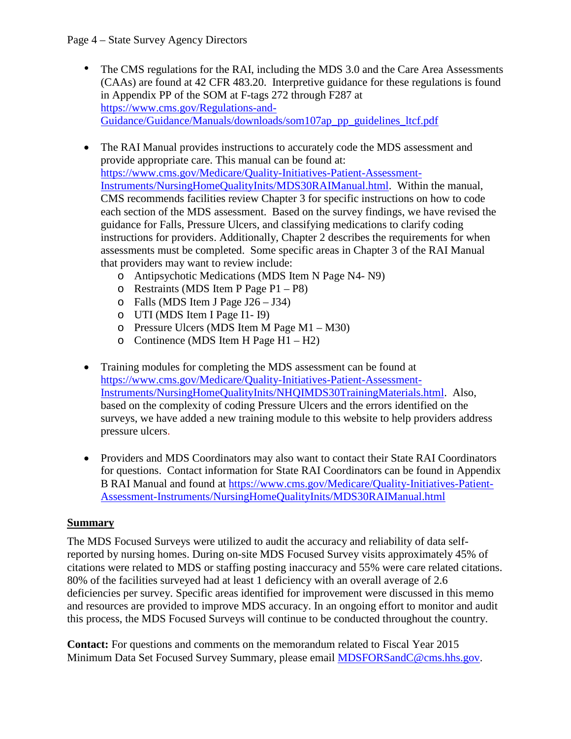- The CMS regulations for the RAI, including the MDS 3.0 and the Care Area Assessments (CAAs) are found at 42 CFR 483.20. Interpretive guidance for these regulations is found in Appendix PP of the SOM at F-tags 272 through F287 at https://www.cms.gov/Regulations-and-Guidance/Guidance/Manuals/downloads/som107ap_pp_guidelines_ltcf.pdf

- The RAI Manual provides instructions to accurately code the MDS assessment and provide appropriate care. This manual can be found at: https://www.cms.gov/Medicare/Quality-Initiatives-Patient-Assessment-Instruments/NursingHomeQualityInits/MDS30RAIManual.html. Within the manual, CMS recommends facilities review Chapter 3 for specific instructions on how to code each section of the MDS assessment. Based on the survey findings, we have revised the guidance for Falls, Pressure Ulcers, and classifying medications to clarify coding instructions for providers. Additionally, Chapter 2 describes the requirements for when assessments must be completed. Some specific areas in Chapter 3 of the RAI Manual that providers may want to review include:
  - Antipsychotic Medications (MDS Item N Page N4- N9)
  - Restraints (MDS Item P Page P1 – P8)
  - Falls (MDS Item J Page J26 – J34)
  - UTI (MDS Item I Page I1- I9)
  - Pressure Ulcers (MDS Item M Page M1 – M30)
  - Continence (MDS Item H Page H1 – H2)

- Training modules for completing the MDS assessment can be found at https://www.cms.gov/Medicare/Quality-Initiatives-Patient-Assessment-Instruments/NursingHomeQualityInits/NHQIMDS30TrainingMaterials.html. Also, based on the complexity of coding Pressure Ulcers and the errors identified on the surveys, we have added a new training module to this website to help providers address pressure ulcers.

- Providers and MDS Coordinators may also want to contact their State RAI Coordinators for questions. Contact information for State RAI Coordinators can be found in Appendix B RAI Manual and found at https://www.cms.gov/Medicare/Quality-Initiatives-Patient-Assessment-Instruments/NursingHomeQualityInits/MDS30RAIManual.html

## Summary

The MDS Focused Surveys were utilized to audit the accuracy and reliability of data self-reported by nursing homes. During on-site MDS Focused Survey visits approximately 45% of citations were related to MDS or staffing posting inaccuracy and 55% were care related citations. 80% of the facilities surveyed had at least 1 deficiency with an overall average of 2.6 deficiencies per survey. Specific areas identified for improvement were discussed in this memo and resources are provided to improve MDS accuracy. In an ongoing effort to monitor and audit this process, the MDS Focused Surveys will continue to be conducted throughout the country.

**Contact:** For questions and comments on the memorandum related to Fiscal Year 2015 Minimum Data Set Focused Survey Summary, please email MDSFORSandC@cms.hhs.gov.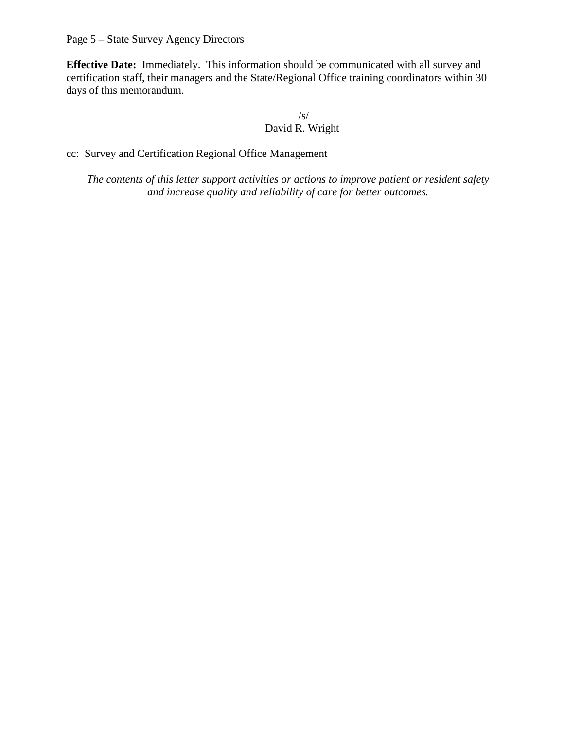**Effective Date:** Immediately. This information should be communicated with all survey and certification staff, their managers and the State/Regional Office training coordinators within 30 days of this memorandum.

/s/
David R. Wright

cc: Survey and Certification Regional Office Management

*The contents of this letter support activities or actions to improve patient or resident safety and increase quality and reliability of care for better outcomes.*